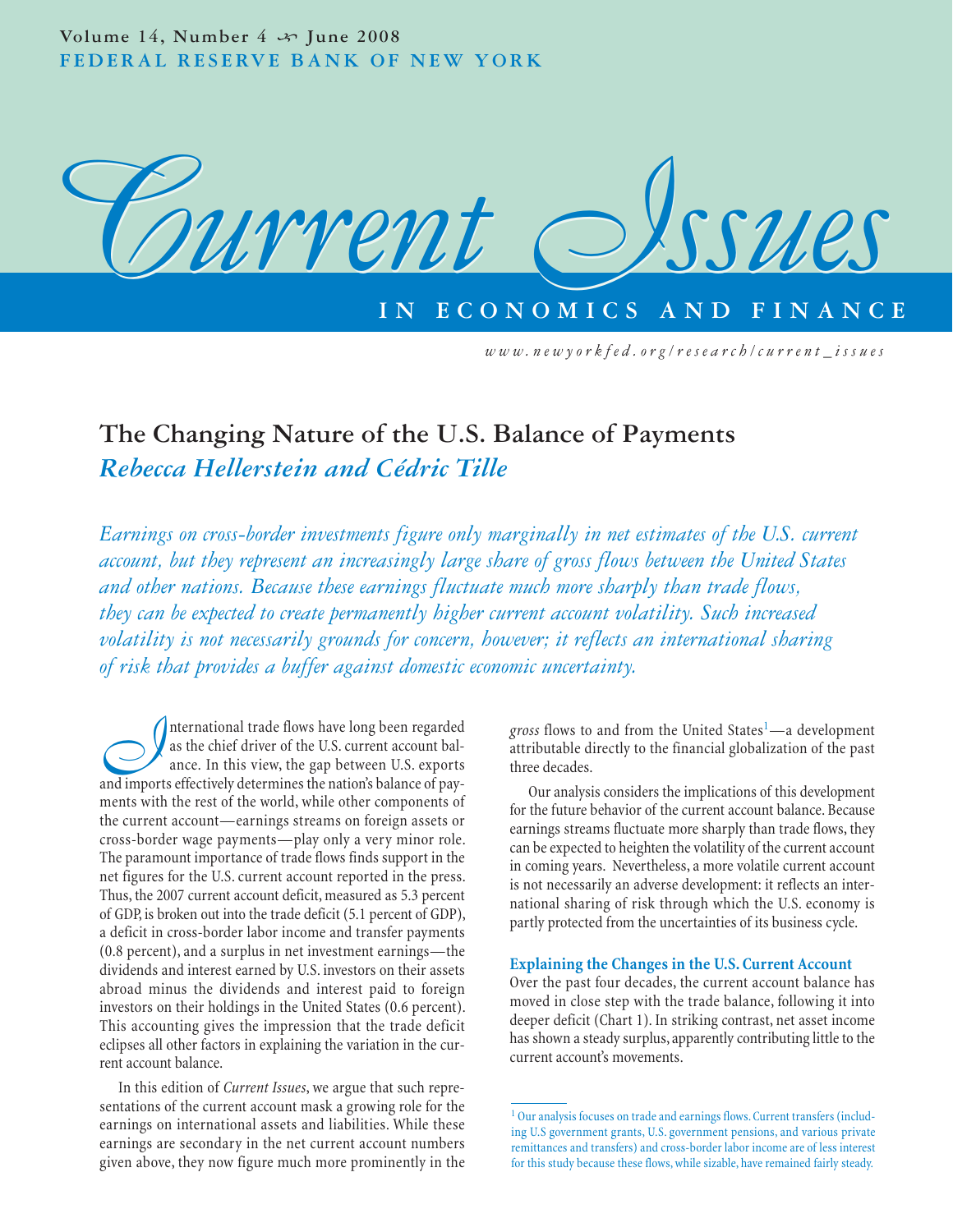Volume 14, Number 4 June 2008

FEDERAL RESERVE BANK OF NEW YORK

# Current Issues IN ECONOMICS AND FINANCE

www.newyorkfed.org/research/current_issues

## The Changing Nature of the U.S. Balance of Payments

*Rebecca Hellerstein and Cédric Tille*

*Earnings on cross-border investments figure only marginally in net estimates of the U.S. current account, but they represent an increasingly large share of gross flows between the United States and other nations. Because these earnings fluctuate much more sharply than trade flows, they can be expected to create permanently higher current account volatility. Such increased volatility is not necessarily grounds for concern, however; it reflects an international sharing of risk that provides a buffer against domestic economic uncertainty.*

International trade flows have long been regarded as the chief driver of the U.S. current account balance. In this view, the gap between U.S. exports and imports effectively determines the nation's balance of payments with the rest of the world, while other components of the current account—earnings streams on foreign assets or cross-border wage payments—play only a very minor role. The paramount importance of trade flows finds support in the net figures for the U.S. current account reported in the press. Thus, the 2007 current account deficit, measured as 5.3 percent of GDP, is broken out into the trade deficit (5.1 percent of GDP), a deficit in cross-border labor income and transfer payments (0.8 percent), and a surplus in net investment earnings—the dividends and interest earned by U.S. investors on their assets abroad minus the dividends and interest paid to foreign investors on their holdings in the United States (0.6 percent). This accounting gives the impression that the trade deficit eclipses all other factors in explaining the variation in the current account balance.

In this edition of *Current Issues*, we argue that such representations of the current account mask a growing role for the earnings on international assets and liabilities. While these earnings are secondary in the net current account numbers given above, they now figure much more prominently in the *gross* flows to and from the United States[1]—a development attributable directly to the financial globalization of the past three decades.

Our analysis considers the implications of this development for the future behavior of the current account balance. Because earnings streams fluctuate more sharply than trade flows, they can be expected to heighten the volatility of the current account in coming years. Nevertheless, a more volatile current account is not necessarily an adverse development: it reflects an international sharing of risk through which the U.S. economy is partly protected from the uncertainties of its business cycle.

### Explaining the Changes in the U.S. Current Account

Over the past four decades, the current account balance has moved in close step with the trade balance, following it into deeper deficit (Chart 1). In striking contrast, net asset income has shown a steady surplus, apparently contributing little to the current account's movements.

[1] Our analysis focuses on trade and earnings flows. Current transfers (including U.S government grants, U.S. government pensions, and various private remittances and transfers) and cross-border labor income are of less interest for this study because these flows, while sizable, have remained fairly steady.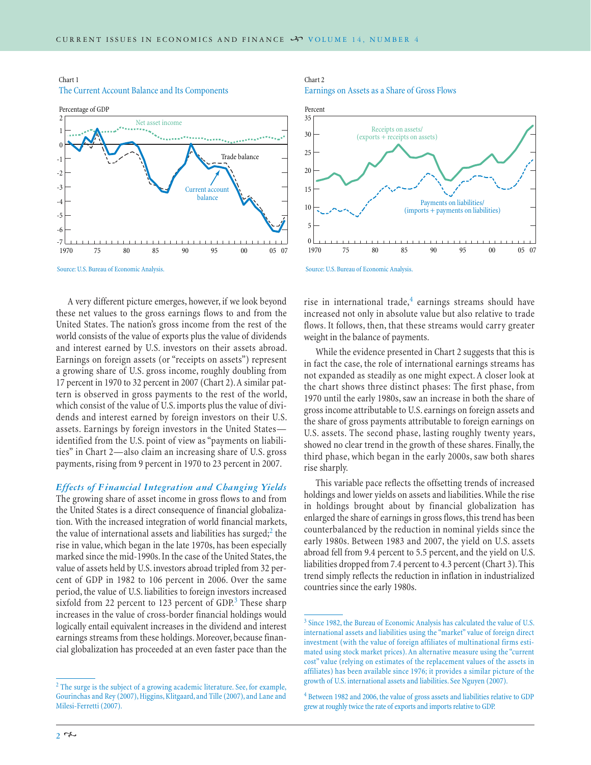Chart 1

The Current Account Balance and Its Components

Percentage of GDP

2
1
0
-1
-2
-3
-4
-5
-6
-7

1970 75 80 85 90 95 00 05 07

Net asset income

Trade balance

Current account balance

Source: U.S. Bureau of Economic Analysis.

Chart 2

Earnings on Assets as a Share of Gross Flows

Percent

35
30
25
20
15
10
5
0

1970 75 80 85 90 95 00 05 07

Receipts on assets/ (exports + receipts on assets)

Payments on liabilities/ (imports + payments on liabilities)

Source: U.S. Bureau of Economic Analysis.

A very different picture emerges, however, if we look beyond these net values to the gross earnings flows to and from the United States. The nation's gross income from the rest of the world consists of the value of exports plus the value of dividends and interest earned by U.S. investors on their assets abroad. Earnings on foreign assets (or "receipts on assets") represent a growing share of U.S. gross income, roughly doubling from 17 percent in 1970 to 32 percent in 2007 (Chart 2). A similar pattern is observed in gross payments to the rest of the world, which consist of the value of U.S. imports plus the value of dividends and interest earned by foreign investors on their U.S. assets. Earnings by foreign investors in the United States—identified from the U.S. point of view as "payments on liabilities" in Chart 2—also claim an increasing share of U.S. gross payments, rising from 9 percent in 1970 to 23 percent in 2007.

### *Effects of Financial Integration and Changing Yields*

The growing share of asset income in gross flows to and from the United States is a direct consequence of financial globalization. With the increased integration of world financial markets, the value of international assets and liabilities has surged;[2] the rise in value, which began in the late 1970s, has been especially marked since the mid-1990s. In the case of the United States, the value of assets held by U.S. investors abroad tripled from 32 percent of GDP in 1982 to 106 percent in 2006. Over the same period, the value of U.S. liabilities to foreign investors increased sixfold from 22 percent to 123 percent of GDP.[3] These sharp increases in the value of cross-border financial holdings would logically entail equivalent increases in the dividend and interest earnings streams from these holdings. Moreover, because financial globalization has proceeded at an even faster pace than the rise in international trade,[4] earnings streams should have increased not only in absolute value but also relative to trade flows. It follows, then, that these streams would carry greater weight in the balance of payments.

While the evidence presented in Chart 2 suggests that this is in fact the case, the role of international earnings streams has not expanded as steadily as one might expect. A closer look at the chart shows three distinct phases: The first phase, from 1970 until the early 1980s, saw an increase in both the share of gross income attributable to U.S. earnings on foreign assets and the share of gross payments attributable to foreign earnings on U.S. assets. The second phase, lasting roughly twenty years, showed no clear trend in the growth of these shares. Finally, the third phase, which began in the early 2000s, saw both shares rise sharply.

This variable pace reflects the offsetting trends of increased holdings and lower yields on assets and liabilities. While the rise in holdings brought about by financial globalization has enlarged the share of earnings in gross flows, this trend has been counterbalanced by the reduction in nominal yields since the early 1980s. Between 1983 and 2007, the yield on U.S. assets abroad fell from 9.4 percent to 5.5 percent, and the yield on U.S. liabilities dropped from 7.4 percent to 4.3 percent (Chart 3). This trend simply reflects the reduction in inflation in industrialized countries since the early 1980s.

---

[2] The surge is the subject of a growing academic literature. See, for example, Gourinchas and Rey (2007), Higgins, Klitgaard, and Tille (2007), and Lane and Milesi-Ferretti (2007).

[3] Since 1982, the Bureau of Economic Analysis has calculated the value of U.S. international assets and liabilities using the "market" value of foreign direct investment (with the value of foreign affiliates of multinational firms estimated using stock market prices). An alternative measure using the "current cost" value (relying on estimates of the replacement values of the assets in affiliates) has been available since 1976; it provides a similar picture of the growth of U.S. international assets and liabilities. See Nguyen (2007).

[4] Between 1982 and 2006, the value of gross assets and liabilities relative to GDP grew at roughly twice the rate of exports and imports relative to GDP.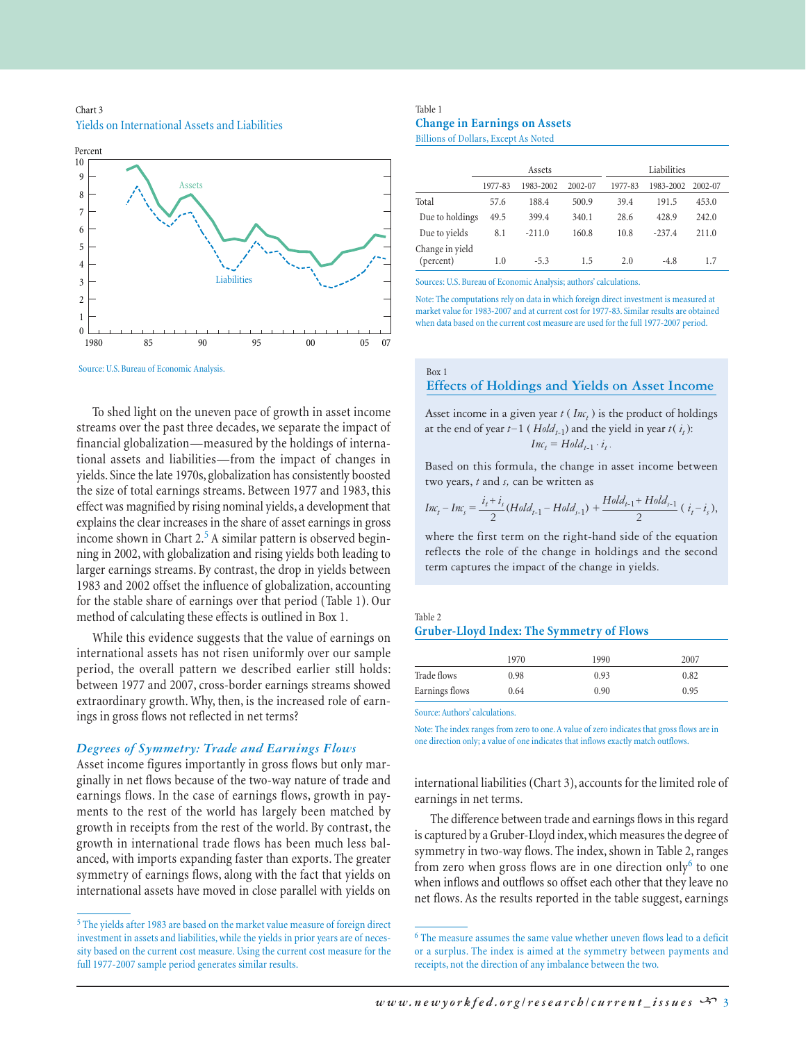Chart 3

Yields on International Assets and Liabilities

Percent

10
9
8
7
6
5
4
3
2
1
0

1980 85 90 95 00 05 07

Assets

Liabilities

Source: U.S. Bureau of Economic Analysis.

To shed light on the uneven pace of growth in asset income streams over the past three decades, we separate the impact of financial globalization—measured by the holdings of international assets and liabilities—from the impact of changes in yields. Since the late 1970s, globalization has consistently boosted the size of total earnings streams. Between 1977 and 1983, this effect was magnified by rising nominal yields, a development that explains the clear increases in the share of asset earnings in gross income shown in Chart 2.[5] A similar pattern is observed beginning in 2002, with globalization and rising yields both leading to larger earnings streams. By contrast, the drop in yields between 1983 and 2002 offset the influence of globalization, accounting for the stable share of earnings over that period (Table 1). Our method of calculating these effects is outlined in Box 1.

While this evidence suggests that the value of earnings on international assets has not risen uniformly over our sample period, the overall pattern we described earlier still holds: between 1977 and 2007, cross-border earnings streams showed extraordinary growth. Why, then, is the increased role of earnings in gross flows not reflected in net terms?

### *Degrees of Symmetry: Trade and Earnings Flows*

Asset income figures importantly in gross flows but only marginally in net flows because of the two-way nature of trade and earnings flows. In the case of earnings flows, growth in payments to the rest of the world has largely been matched by growth in receipts from the rest of the world. By contrast, the growth in international trade flows has been much less balanced, with imports expanding faster than exports. The greater symmetry of earnings flows, along with the fact that yields on international assets have moved in close parallel with yields on international liabilities (Chart 3), accounts for the limited role of earnings in net terms.

The difference between trade and earnings flows in this regard is captured by a Gruber-Lloyd index, which measures the degree of symmetry in two-way flows. The index, shown in Table 2, ranges from zero when gross flows are in one direction only[6] to one when inflows and outflows so offset each other that they leave no net flows. As the results reported in the table suggest, earnings

Table 1

**Change in Earnings on Assets**

Billions of Dollars, Except As Noted

| | Assets | | | Liabilities | | |
|---|---|---|---|---|---|---|
| | 1977-83 | 1983-2002 | 2002-07 | 1977-83 | 1983-2002 | 2002-07 |
| Total | 57.6 | 188.4 | 500.9 | 39.4 | 191.5 | 453.0 |
| Due to holdings | 49.5 | 399.4 | 340.1 | 28.6 | 428.9 | 242.0 |
| Due to yields | 8.1 | -211.0 | 160.8 | 10.8 | -237.4 | 211.0 |
| Change in yield (percent) | 1.0 | -5.3 | 1.5 | 2.0 | -4.8 | 1.7 |

Sources: U.S. Bureau of Economic Analysis; authors' calculations.

Note: The computations rely on data in which foreign direct investment is measured at market value for 1983-2007 and at current cost for 1977-83. Similar results are obtained when data based on the current cost measure are used for the full 1977-2007 period.

Box 1

**Effects of Holdings and Yields on Asset Income**

Asset income in a given year $t$ ( $Inc_t$ ) is the product of holdings at the end of year $t-1$ ( $Hold_{t-1}$) and the yield in year $t$( $i_t$ ):

$$Inc_t = Hold_{t-1} \cdot i_t .$$

Based on this formula, the change in asset income between two years, $t$ and $s$, can be written as

$$Inc_t - Inc_s = \frac{i_t + i_s}{2}(Hold_{t-1} - Hold_{s-1}) + \frac{Hold_{t-1} + Hold_{s-1}}{2}(i_t - i_s),$$

where the first term on the right-hand side of the equation reflects the role of the change in holdings and the second term captures the impact of the change in yields.

Table 2

**Gruber-Lloyd Index: The Symmetry of Flows**

| | 1970 | 1990 | 2007 |
|---|---|---|---|
| Trade flows | 0.98 | 0.93 | 0.82 |
| Earnings flows | 0.64 | 0.90 | 0.95 |

Source: Authors' calculations.

Note: The index ranges from zero to one. A value of zero indicates that gross flows are in one direction only; a value of one indicates that inflows exactly match outflows.

[5] The yields after 1983 are based on the market value measure of foreign direct investment in assets and liabilities, while the yields in prior years are of necessity based on the current cost measure. Using the current cost measure for the full 1977-2007 sample period generates similar results.

[6] The measure assumes the same value whether uneven flows lead to a deficit or a surplus. The index is aimed at the symmetry between payments and receipts, not the direction of any imbalance between the two.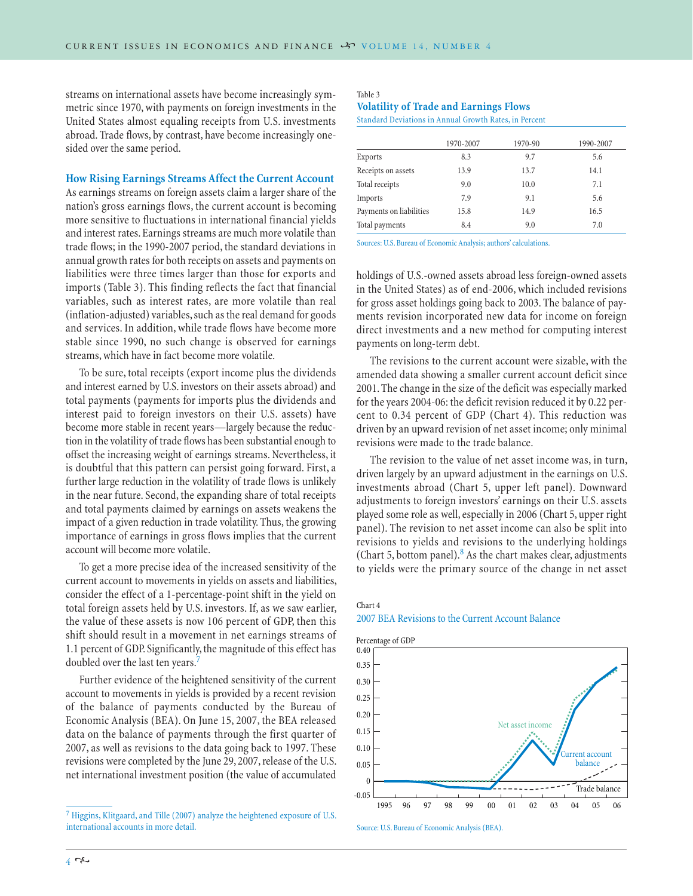streams on international assets have become increasingly symmetric since 1970, with payments on foreign investments in the United States almost equaling receipts from U.S. investments abroad. Trade flows, by contrast, have become increasingly one-sided over the same period.

### How Rising Earnings Streams Affect the Current Account

As earnings streams on foreign assets claim a larger share of the nation's gross earnings flows, the current account is becoming more sensitive to fluctuations in international financial yields and interest rates. Earnings streams are much more volatile than trade flows; in the 1990-2007 period, the standard deviations in annual growth rates for both receipts on assets and payments on liabilities were three times larger than those for exports and imports (Table 3). This finding reflects the fact that financial variables, such as interest rates, are more volatile than real (inflation-adjusted) variables, such as the real demand for goods and services. In addition, while trade flows have become more stable since 1990, no such change is observed for earnings streams, which have in fact become more volatile.

To be sure, total receipts (export income plus the dividends and interest earned by U.S. investors on their assets abroad) and total payments (payments for imports plus the dividends and interest paid to foreign investors on their U.S. assets) have become more stable in recent years—largely because the reduction in the volatility of trade flows has been substantial enough to offset the increasing weight of earnings streams. Nevertheless, it is doubtful that this pattern can persist going forward. First, a further large reduction in the volatility of trade flows is unlikely in the near future. Second, the expanding share of total receipts and total payments claimed by earnings on assets weakens the impact of a given reduction in trade volatility. Thus, the growing importance of earnings in gross flows implies that the current account will become more volatile.

To get a more precise idea of the increased sensitivity of the current account to movements in yields on assets and liabilities, consider the effect of a 1-percentage-point shift in the yield on total foreign assets held by U.S. investors. If, as we saw earlier, the value of these assets is now 106 percent of GDP, then this shift should result in a movement in net earnings streams of 1.1 percent of GDP. Significantly, the magnitude of this effect has doubled over the last ten years.[7]

Further evidence of the heightened sensitivity of the current account to movements in yields is provided by a recent revision of the balance of payments conducted by the Bureau of Economic Analysis (BEA). On June 15, 2007, the BEA released data on the balance of payments through the first quarter of 2007, as well as revisions to the data going back to 1997. These revisions were completed by the June 29, 2007, release of the U.S. net international investment position (the value of accumulated holdings of U.S.-owned assets abroad less foreign-owned assets in the United States) as of end-2006, which included revisions for gross asset holdings going back to 2003. The balance of payments revision incorporated new data for income on foreign direct investments and a new method for computing interest payments on long-term debt.

The revisions to the current account were sizable, with the amended data showing a smaller current account deficit since 2001. The change in the size of the deficit was especially marked for the years 2004-06: the deficit revision reduced it by 0.22 percent to 0.34 percent of GDP (Chart 4). This reduction was driven by an upward revision of net asset income; only minimal revisions were made to the trade balance.

The revision to the value of net asset income was, in turn, driven largely by an upward adjustment in the earnings on U.S. investments abroad (Chart 5, upper left panel). Downward adjustments to foreign investors' earnings on their U.S. assets played some role as well, especially in 2006 (Chart 5, upper right panel). The revision to net asset income can also be split into revisions to yields and revisions to the underlying holdings (Chart 5, bottom panel).[8] As the chart makes clear, adjustments to yields were the primary source of the change in net asset

Table 3
**Volatility of Trade and Earnings Flows**
Standard Deviations in Annual Growth Rates, in Percent

| | 1970-2007 | 1970-90 | 1990-2007 |
|---|---|---|---|
| Exports | 8.3 | 9.7 | 5.6 |
| Receipts on assets | 13.9 | 13.7 | 14.1 |
| Total receipts | 9.0 | 10.0 | 7.1 |
| Imports | 7.9 | 9.1 | 5.6 |
| Payments on liabilities | 15.8 | 14.9 | 16.5 |
| Total payments | 8.4 | 9.0 | 7.0 |

Sources: U.S. Bureau of Economic Analysis; authors' calculations.

Chart 4
2007 BEA Revisions to the Current Account Balance

Percentage of GDP
0.40
0.35
0.30
0.25
0.20
0.15
0.10
0.05
0
-0.05
1995 96 97 98 99 00 01 02 03 04 05 06
Net asset income
Current account balance
Trade balance

Source: U.S. Bureau of Economic Analysis (BEA).

[7] Higgins, Klitgaard, and Tille (2007) analyze the heightened exposure of U.S. international accounts in more detail.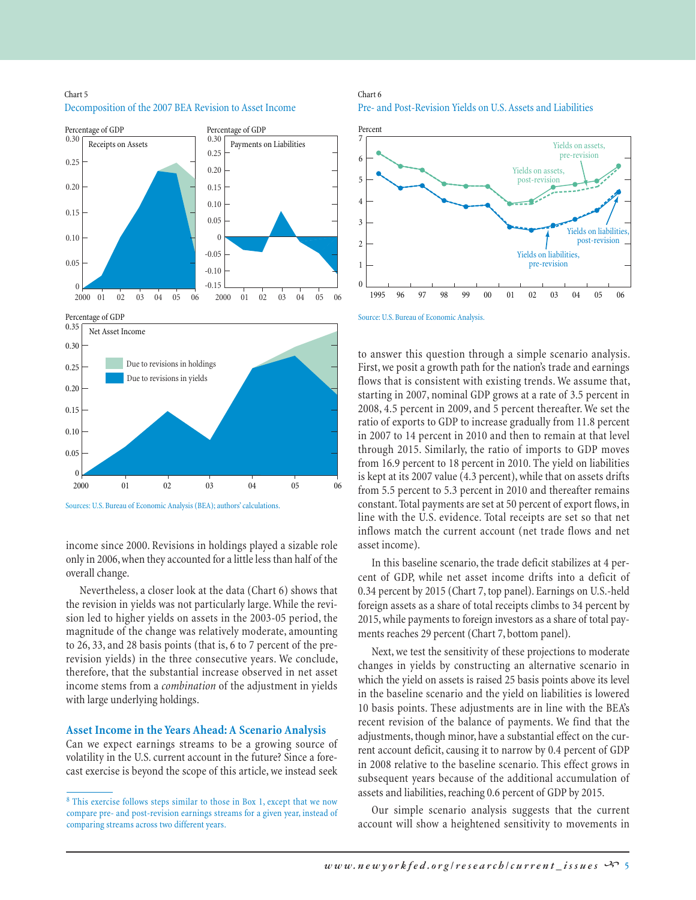Chart 5

Decomposition of the 2007 BEA Revision to Asset Income

Percentage of GDP

Receipts on Assets

0.30
0.25
0.20
0.15
0.10
0.05
0

2000 01 02 03 04 05 06

Percentage of GDP

Payments on Liabilities

0.30
0.25
0.20
0.15
0.10
0.05
0
-0.05
-0.10
-0.15

2000 01 02 03 04 05 06

Percentage of GDP

Net Asset Income

0.35
0.30
0.25
0.20
0.15
0.10
0.05
0

Due to revisions in holdings

Due to revisions in yields

2000 01 02 03 04 05 06

Sources: U.S. Bureau of Economic Analysis (BEA); authors' calculations.

income since 2000. Revisions in holdings played a sizable role only in 2006, when they accounted for a little less than half of the overall change.

Nevertheless, a closer look at the data (Chart 6) shows that the revision in yields was not particularly large. While the revision led to higher yields on assets in the 2003-05 period, the magnitude of the change was relatively moderate, amounting to 26, 33, and 28 basis points (that is, 6 to 7 percent of the pre-revision yields) in the three consecutive years. We conclude, therefore, that the substantial increase observed in net asset income stems from a *combination* of the adjustment in yields with large underlying holdings.

## Asset Income in the Years Ahead: A Scenario Analysis

Can we expect earnings streams to be a growing source of volatility in the U.S. current account in the future? Since a forecast exercise is beyond the scope of this article, we instead seek

[8] This exercise follows steps similar to those in Box 1, except that we now compare pre- and post-revision earnings streams for a given year, instead of comparing streams across two different years.

Chart 6

Pre- and Post-Revision Yields on U.S. Assets and Liabilities

Percent

7
6
5
4
3
2
1
0

Yields on assets, pre-revision

Yields on assets, post-revision

Yields on liabilities, post-revision

Yields on liabilities, pre-revision

1995 96 97 98 99 00 01 02 03 04 05 06

Source: U.S. Bureau of Economic Analysis.

to answer this question through a simple scenario analysis. First, we posit a growth path for the nation's trade and earnings flows that is consistent with existing trends. We assume that, starting in 2007, nominal GDP grows at a rate of 3.5 percent in 2008, 4.5 percent in 2009, and 5 percent thereafter. We set the ratio of exports to GDP to increase gradually from 11.8 percent in 2007 to 14 percent in 2010 and then to remain at that level through 2015. Similarly, the ratio of imports to GDP moves from 16.9 percent to 18 percent in 2010. The yield on liabilities is kept at its 2007 value (4.3 percent), while that on assets drifts from 5.5 percent to 5.3 percent in 2010 and thereafter remains constant. Total payments are set at 50 percent of export flows, in line with the U.S. evidence. Total receipts are set so that net inflows match the current account (net trade flows and net asset income).

In this baseline scenario, the trade deficit stabilizes at 4 percent of GDP, while net asset income drifts into a deficit of 0.34 percent by 2015 (Chart 7, top panel). Earnings on U.S.-held foreign assets as a share of total receipts climbs to 34 percent by 2015, while payments to foreign investors as a share of total payments reaches 29 percent (Chart 7, bottom panel).

Next, we test the sensitivity of these projections to moderate changes in yields by constructing an alternative scenario in which the yield on assets is raised 25 basis points above its level in the baseline scenario and the yield on liabilities is lowered 10 basis points. These adjustments are in line with the BEA's recent revision of the balance of payments. We find that the adjustments, though minor, have a substantial effect on the current account deficit, causing it to narrow by 0.4 percent of GDP in 2008 relative to the baseline scenario. This effect grows in subsequent years because of the additional accumulation of assets and liabilities, reaching 0.6 percent of GDP by 2015.

Our simple scenario analysis suggests that the current account will show a heightened sensitivity to movements in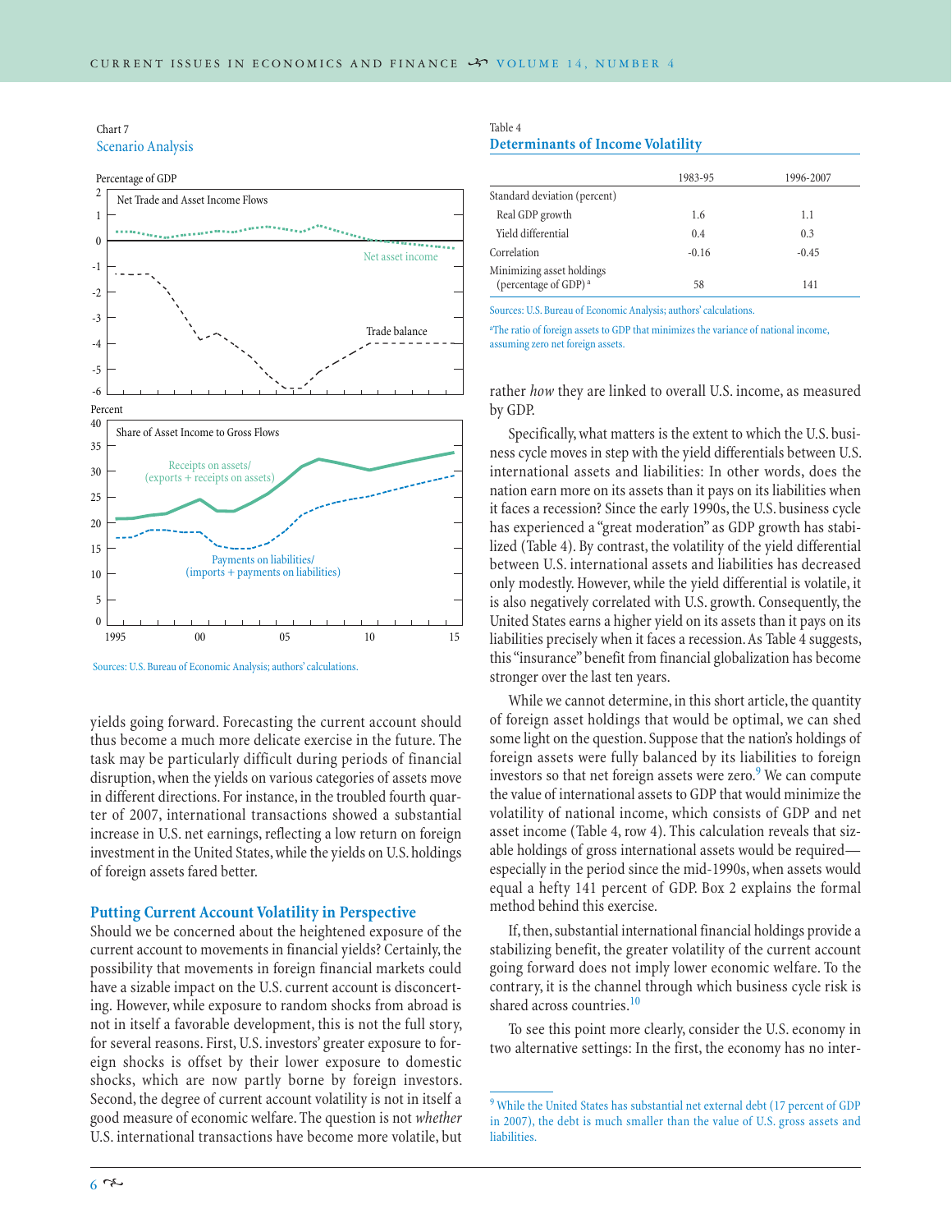Chart 7
Scenario Analysis

Percentage of GDP

Net Trade and Asset Income Flows

2
1
0
-1
-2
-3
-4
-5
-6

Net asset income

Trade balance

Percent

Share of Asset Income to Gross Flows

40
35
30
25
20
15
10
5
0

Receipts on assets/ (exports + receipts on assets)

Payments on liabilities/ (imports + payments on liabilities)

1995 00 05 10 15

Sources: U.S. Bureau of Economic Analysis; authors' calculations.

Table 4
**Determinants of Income Volatility**

| | 1983-95 | 1996-2007 |
|---|---|---|
| Standard deviation (percent) | | |
| Real GDP growth | 1.6 | 1.1 |
| Yield differential | 0.4 | 0.3 |
| Correlation | -0.16 | -0.45 |
| Minimizing asset holdings (percentage of GDP)[a] | 58 | 141 |

Sources: U.S. Bureau of Economic Analysis; authors' calculations.

[a]The ratio of foreign assets to GDP that minimizes the variance of national income, assuming zero net foreign assets.

yields going forward. Forecasting the current account should thus become a much more delicate exercise in the future. The task may be particularly difficult during periods of financial disruption, when the yields on various categories of assets move in different directions. For instance, in the troubled fourth quarter of 2007, international transactions showed a substantial increase in U.S. net earnings, reflecting a low return on foreign investment in the United States, while the yields on U.S. holdings of foreign assets fared better.

## Putting Current Account Volatility in Perspective

Should we be concerned about the heightened exposure of the current account to movements in financial yields? Certainly, the possibility that movements in foreign financial markets could have a sizable impact on the U.S. current account is disconcerting. However, while exposure to random shocks from abroad is not in itself a favorable development, this is not the full story, for several reasons. First, U.S. investors' greater exposure to foreign shocks is offset by their lower exposure to domestic shocks, which are now partly borne by foreign investors. Second, the degree of current account volatility is not in itself a good measure of economic welfare. The question is not *whether* U.S. international transactions have become more volatile, but rather *how* they are linked to overall U.S. income, as measured by GDP.

Specifically, what matters is the extent to which the U.S. business cycle moves in step with the yield differentials between U.S. international assets and liabilities: In other words, does the nation earn more on its assets than it pays on its liabilities when it faces a recession? Since the early 1990s, the U.S. business cycle has experienced a "great moderation" as GDP growth has stabilized (Table 4). By contrast, the volatility of the yield differential between U.S. international assets and liabilities has decreased only modestly. However, while the yield differential is volatile, it is also negatively correlated with U.S. growth. Consequently, the United States earns a higher yield on its assets than it pays on its liabilities precisely when it faces a recession. As Table 4 suggests, this "insurance" benefit from financial globalization has become stronger over the last ten years.

While we cannot determine, in this short article, the quantity of foreign asset holdings that would be optimal, we can shed some light on the question. Suppose that the nation's holdings of foreign assets were fully balanced by its liabilities to foreign investors so that net foreign assets were zero.[9] We can compute the value of international assets to GDP that would minimize the volatility of national income, which consists of GDP and net asset income (Table 4, row 4). This calculation reveals that sizable holdings of gross international assets would be required—especially in the period since the mid-1990s, when assets would equal a hefty 141 percent of GDP. Box 2 explains the formal method behind this exercise.

If, then, substantial international financial holdings provide a stabilizing benefit, the greater volatility of the current account going forward does not imply lower economic welfare. To the contrary, it is the channel through which business cycle risk is shared across countries.[10]

To see this point more clearly, consider the U.S. economy in two alternative settings: In the first, the economy has no inter-

[9] While the United States has substantial net external debt (17 percent of GDP in 2007), the debt is much smaller than the value of U.S. gross assets and liabilities.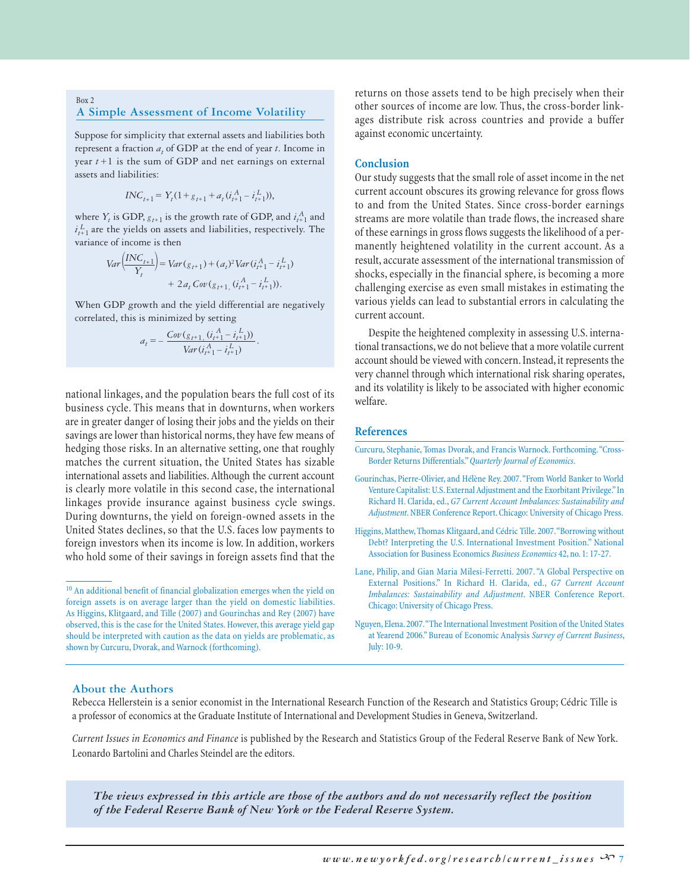Box 2

### A Simple Assessment of Income Volatility

Suppose for simplicity that external assets and liabilities both represent a fraction $a_t$ of GDP at the end of year $t$. Income in year $t+1$ is the sum of GDP and net earnings on external assets and liabilities:

$$INC_{t+1} = Y_t(1 + g_{t+1} + a_t(i^A_{t+1} - i^L_{t+1})),$$

where $Y_t$ is GDP, $g_{t+1}$ is the growth rate of GDP, and $i^A_{t+1}$ and $i^L_{t+1}$ are the yields on assets and liabilities, respectively. The variance of income is then

$$Var\left(\frac{INC_{t+1}}{Y_t}\right) = Var(g_{t+1}) + (a_t)^2 Var(i^A_{t+1} - i^L_{t+1}) + 2a_t Cov(g_{t+1}, (i^A_{t+1} - i^L_{t+1})).$$

When GDP growth and the yield differential are negatively correlated, this is minimized by setting

$$a_t = -\frac{Cov(g_{t+1}, (i^A_{t+1} - i^L_{t+1}))}{Var(i^A_{t+1} - i^L_{t+1})}.$$

national linkages, and the population bears the full cost of its business cycle. This means that in downturns, when workers are in greater danger of losing their jobs and the yields on their savings are lower than historical norms, they have few means of hedging those risks. In an alternative setting, one that roughly matches the current situation, the United States has sizable international assets and liabilities. Although the current account is clearly more volatile in this second case, the international linkages provide insurance against business cycle swings. During downturns, the yield on foreign-owned assets in the United States declines, so that the U.S. faces low payments to foreign investors when its income is low. In addition, workers who hold some of their savings in foreign assets find that the returns on those assets tend to be high precisely when their other sources of income are low. Thus, the cross-border linkages distribute risk across countries and provide a buffer against economic uncertainty.

[10] An additional benefit of financial globalization emerges when the yield on foreign assets is on average larger than the yield on domestic liabilities. As Higgins, Klitgaard, and Tille (2007) and Gourinchas and Rey (2007) have observed, this is the case for the United States. However, this average yield gap should be interpreted with caution as the data on yields are problematic, as shown by Curcuru, Dvorak, and Warnock (forthcoming).

## Conclusion

Our study suggests that the small role of asset income in the net current account obscures its growing relevance for gross flows to and from the United States. Since cross-border earnings streams are more volatile than trade flows, the increased share of these earnings in gross flows suggests the likelihood of a permanently heightened volatility in the current account. As a result, accurate assessment of the international transmission of shocks, especially in the financial sphere, is becoming a more challenging exercise as even small mistakes in estimating the various yields can lead to substantial errors in calculating the current account.

Despite the heightened complexity in assessing U.S. international transactions, we do not believe that a more volatile current account should be viewed with concern. Instead, it represents the very channel through which international risk sharing operates, and its volatility is likely to be associated with higher economic welfare.

## References

Curcuru, Stephanie, Tomas Dvorak, and Francis Warnock. Forthcoming. "Cross-Border Returns Differentials." *Quarterly Journal of Economics*.

Gourinchas, Pierre-Olivier, and Hélène Rey. 2007. "From World Banker to World Venture Capitalist: U.S. External Adjustment and the Exorbitant Privilege." In Richard H. Clarida, ed., *G7 Current Account Imbalances: Sustainability and Adjustment*. NBER Conference Report. Chicago: University of Chicago Press.

Higgins, Matthew, Thomas Klitgaard, and Cédric Tille. 2007. "Borrowing without Debt? Interpreting the U.S. International Investment Position." National Association for Business Economics *Business Economics* 42, no. 1: 17-27.

Lane, Philip, and Gian Maria Milesi-Ferretti. 2007. "A Global Perspective on External Positions." In Richard H. Clarida, ed., *G7 Current Account Imbalances: Sustainability and Adjustment*. NBER Conference Report. Chicago: University of Chicago Press.

Nguyen, Elena. 2007. "The International Investment Position of the United States at Yearend 2006." Bureau of Economic Analysis *Survey of Current Business*, July: 10-9.

### About the Authors

Rebecca Hellerstein is a senior economist in the International Research Function of the Research and Statistics Group; Cédric Tille is a professor of economics at the Graduate Institute of International and Development Studies in Geneva, Switzerland.

*Current Issues in Economics and Finance* is published by the Research and Statistics Group of the Federal Reserve Bank of New York. Leonardo Bartolini and Charles Steindel are the editors.

***The views expressed in this article are those of the authors and do not necessarily reflect the position of the Federal Reserve Bank of New York or the Federal Reserve System.***